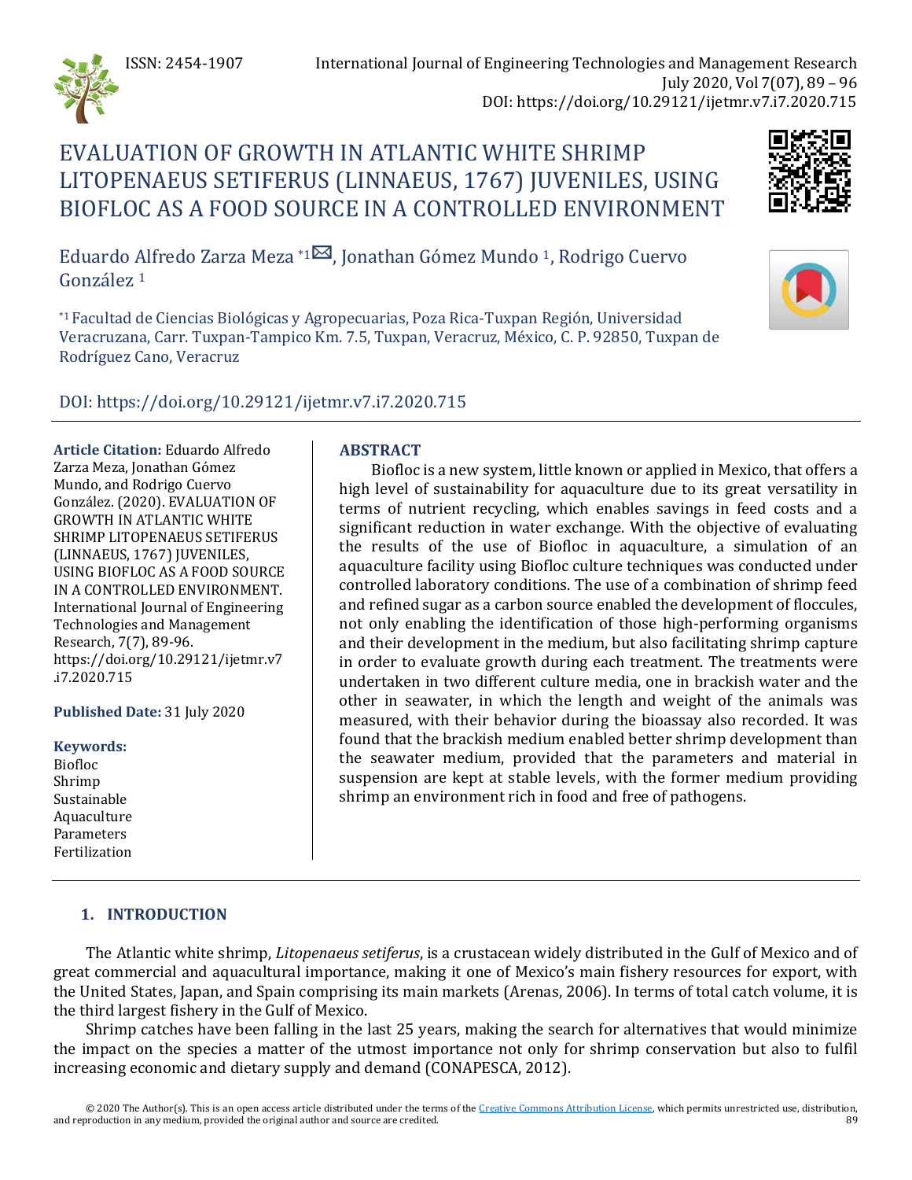# EVALUATION OF GROWTH IN ATLANTIC WHITE SHRIMP LITOPENAEUS SETIFERUS (LINNAEUS, 1767) JUVENILES, USING BIOFLOC AS A FOOD SOURCE IN A CONTROLLED ENVIRONMENT

Eduardo Alfredo Zarza Meza [*1], Jonathan Gómez Mundo [1], Rodrigo Cuervo González [1]

[*1] Facultad de Ciencias Biológicas y Agropecuarias, Poza Rica-Tuxpan Región, Universidad Veracruzana, Carr. Tuxpan-Tampico Km. 7.5, Tuxpan, Veracruz, México, C. P. 92850, Tuxpan de Rodríguez Cano, Veracruz

DOI: https://doi.org/10.29121/ijetmr.v7.i7.2020.715

**Article Citation:** Eduardo Alfredo Zarza Meza, Jonathan Gómez Mundo, and Rodrigo Cuervo González. (2020). EVALUATION OF GROWTH IN ATLANTIC WHITE SHRIMP LITOPENAEUS SETIFERUS (LINNAEUS, 1767) JUVENILES, USING BIOFLOC AS A FOOD SOURCE IN A CONTROLLED ENVIRONMENT. International Journal of Engineering Technologies and Management Research, 7(7), 89-96. https://doi.org/10.29121/ijetmr.v7.i7.2020.715

**Published Date:** 31 July 2020

**Keywords:**
Biofloc
Shrimp
Sustainable
Aquaculture
Parameters
Fertilization

## ABSTRACT

Biofloc is a new system, little known or applied in Mexico, that offers a high level of sustainability for aquaculture due to its great versatility in terms of nutrient recycling, which enables savings in feed costs and a significant reduction in water exchange. With the objective of evaluating the results of the use of Biofloc in aquaculture, a simulation of an aquaculture facility using Biofloc culture techniques was conducted under controlled laboratory conditions. The use of a combination of shrimp feed and refined sugar as a carbon source enabled the development of floccules, not only enabling the identification of those high-performing organisms and their development in the medium, but also facilitating shrimp capture in order to evaluate growth during each treatment. The treatments were undertaken in two different culture media, one in brackish water and the other in seawater, in which the length and weight of the animals was measured, with their behavior during the bioassay also recorded. It was found that the brackish medium enabled better shrimp development than the seawater medium, provided that the parameters and material in suspension are kept at stable levels, with the former medium providing shrimp an environment rich in food and free of pathogens.

## 1. INTRODUCTION

The Atlantic white shrimp, *Litopenaeus setiferus*, is a crustacean widely distributed in the Gulf of Mexico and of great commercial and aquacultural importance, making it one of Mexico's main fishery resources for export, with the United States, Japan, and Spain comprising its main markets (Arenas, 2006). In terms of total catch volume, it is the third largest fishery in the Gulf of Mexico.

Shrimp catches have been falling in the last 25 years, making the search for alternatives that would minimize the impact on the species a matter of the utmost importance not only for shrimp conservation but also to fulfil increasing economic and dietary supply and demand (CONAPESCA, 2012).

© 2020 The Author(s). This is an open access article distributed under the terms of the Creative Commons Attribution License, which permits unrestricted use, distribution, and reproduction in any medium, provided the original author and source are credited.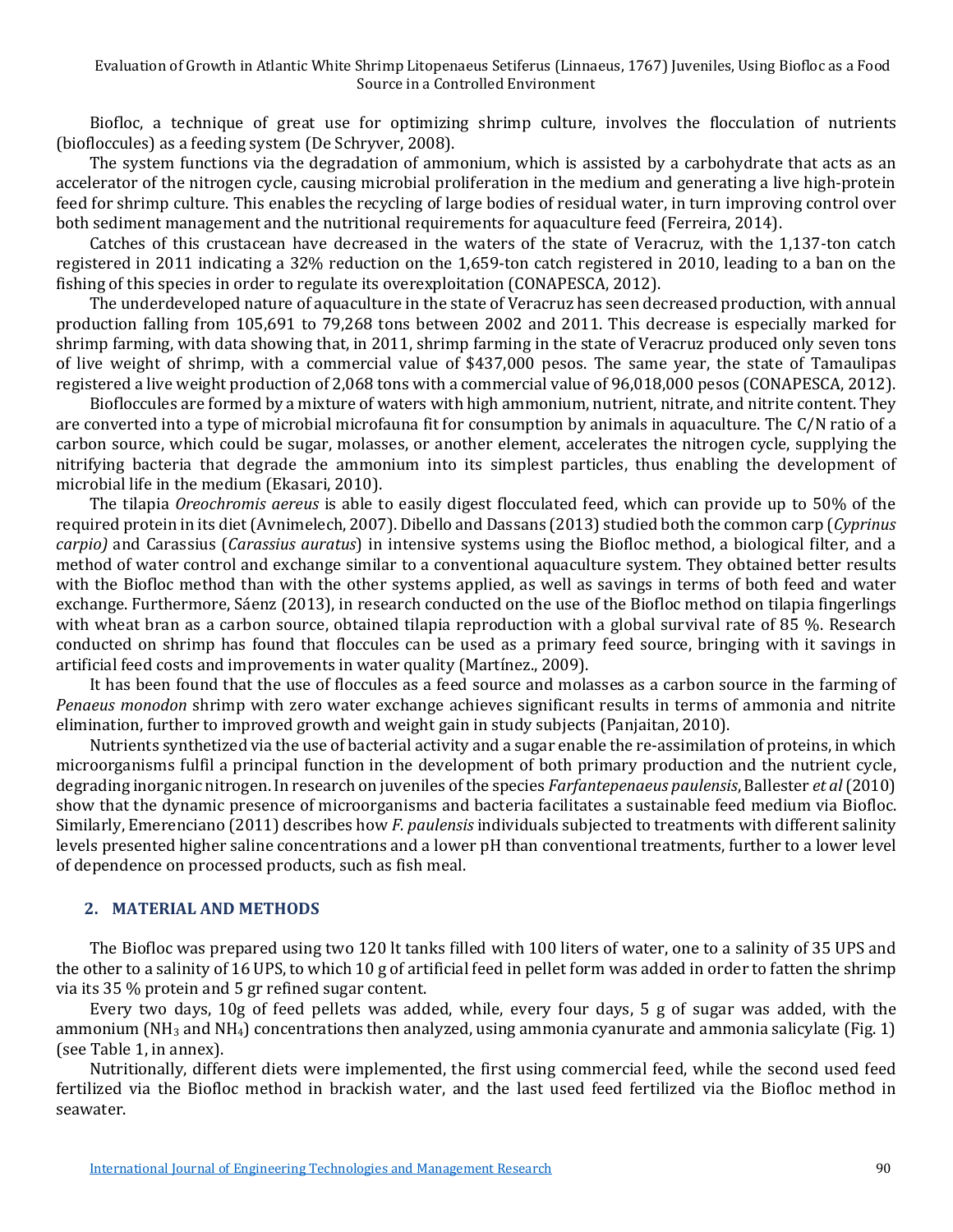Biofloc, a technique of great use for optimizing shrimp culture, involves the flocculation of nutrients (biofloccules) as a feeding system (De Schryver, 2008).

The system functions via the degradation of ammonium, which is assisted by a carbohydrate that acts as an accelerator of the nitrogen cycle, causing microbial proliferation in the medium and generating a live high-protein feed for shrimp culture. This enables the recycling of large bodies of residual water, in turn improving control over both sediment management and the nutritional requirements for aquaculture feed (Ferreira, 2014).

Catches of this crustacean have decreased in the waters of the state of Veracruz, with the 1,137-ton catch registered in 2011 indicating a 32% reduction on the 1,659-ton catch registered in 2010, leading to a ban on the fishing of this species in order to regulate its overexploitation (CONAPESCA, 2012).

The underdeveloped nature of aquaculture in the state of Veracruz has seen decreased production, with annual production falling from 105,691 to 79,268 tons between 2002 and 2011. This decrease is especially marked for shrimp farming, with data showing that, in 2011, shrimp farming in the state of Veracruz produced only seven tons of live weight of shrimp, with a commercial value of $437,000 pesos. The same year, the state of Tamaulipas registered a live weight production of 2,068 tons with a commercial value of 96,018,000 pesos (CONAPESCA, 2012).

Biofloccules are formed by a mixture of waters with high ammonium, nutrient, nitrate, and nitrite content. They are converted into a type of microbial microfauna fit for consumption by animals in aquaculture. The C/N ratio of a carbon source, which could be sugar, molasses, or another element, accelerates the nitrogen cycle, supplying the nitrifying bacteria that degrade the ammonium into its simplest particles, thus enabling the development of microbial life in the medium (Ekasari, 2010).

The tilapia *Oreochromis aereus* is able to easily digest flocculated feed, which can provide up to 50% of the required protein in its diet (Avnimelech, 2007). Dibello and Dassans (2013) studied both the common carp (*Cyprinus carpio)* and Carassius (*Carassius auratus*) in intensive systems using the Biofloc method, a biological filter, and a method of water control and exchange similar to a conventional aquaculture system. They obtained better results with the Biofloc method than with the other systems applied, as well as savings in terms of both feed and water exchange. Furthermore, Sáenz (2013), in research conducted on the use of the Biofloc method on tilapia fingerlings with wheat bran as a carbon source, obtained tilapia reproduction with a global survival rate of 85 %. Research conducted on shrimp has found that floccules can be used as a primary feed source, bringing with it savings in artificial feed costs and improvements in water quality (Martínez., 2009).

It has been found that the use of floccules as a feed source and molasses as a carbon source in the farming of *Penaeus monodon* shrimp with zero water exchange achieves significant results in terms of ammonia and nitrite elimination, further to improved growth and weight gain in study subjects (Panjaitan, 2010).

Nutrients synthetized via the use of bacterial activity and a sugar enable the re-assimilation of proteins, in which microorganisms fulfil a principal function in the development of both primary production and the nutrient cycle, degrading inorganic nitrogen. In research on juveniles of the species *Farfantepenaeus paulensis*, Ballester *et al* (2010) show that the dynamic presence of microorganisms and bacteria facilitates a sustainable feed medium via Biofloc. Similarly, Emerenciano (2011) describes how *F. paulensis* individuals subjected to treatments with different salinity levels presented higher saline concentrations and a lower pH than conventional treatments, further to a lower level of dependence on processed products, such as fish meal.

## 2. MATERIAL AND METHODS

The Biofloc was prepared using two 120 lt tanks filled with 100 liters of water, one to a salinity of 35 UPS and the other to a salinity of 16 UPS, to which 10 g of artificial feed in pellet form was added in order to fatten the shrimp via its 35 % protein and 5 gr refined sugar content.

Every two days, 10g of feed pellets was added, while, every four days, 5 g of sugar was added, with the ammonium ($NH_3$ and $NH_4$) concentrations then analyzed, using ammonia cyanurate and ammonia salicylate (Fig. 1) (see Table 1, in annex).

Nutritionally, different diets were implemented, the first using commercial feed, while the second used feed fertilized via the Biofloc method in brackish water, and the last used feed fertilized via the Biofloc method in seawater.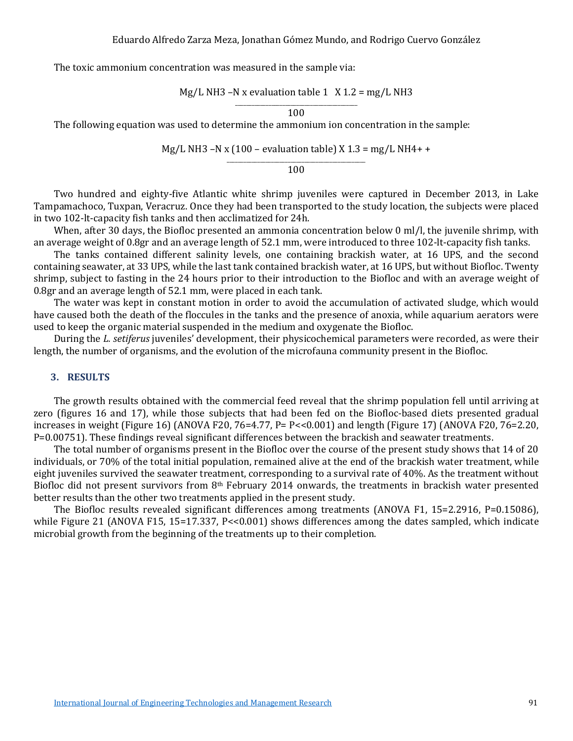The toxic ammonium concentration was measured in the sample via:

$$\frac{\text{Mg/L NH3 –N x evaluation table 1} \quad \text{X 1.2}}{100} = \text{mg/L NH3}$$

The following equation was used to determine the ammonium ion concentration in the sample:

$$\frac{\text{Mg/L NH3 –N x (100 – evaluation table) X 1.3}}{100} = \text{mg/L NH4+ +}$$

Two hundred and eighty-five Atlantic white shrimp juveniles were captured in December 2013, in Lake Tampamachoco, Tuxpan, Veracruz. Once they had been transported to the study location, the subjects were placed in two 102-lt-capacity fish tanks and then acclimatized for 24h.

When, after 30 days, the Biofloc presented an ammonia concentration below 0 ml/l, the juvenile shrimp, with an average weight of 0.8gr and an average length of 52.1 mm, were introduced to three 102-lt-capacity fish tanks.

The tanks contained different salinity levels, one containing brackish water, at 16 UPS, and the second containing seawater, at 33 UPS, while the last tank contained brackish water, at 16 UPS, but without Biofloc. Twenty shrimp, subject to fasting in the 24 hours prior to their introduction to the Biofloc and with an average weight of 0.8gr and an average length of 52.1 mm, were placed in each tank.

The water was kept in constant motion in order to avoid the accumulation of activated sludge, which would have caused both the death of the floccules in the tanks and the presence of anoxia, while aquarium aerators were used to keep the organic material suspended in the medium and oxygenate the Biofloc.

During the *L. setiferus* juveniles' development, their physicochemical parameters were recorded, as were their length, the number of organisms, and the evolution of the microfauna community present in the Biofloc.

## 3. RESULTS

The growth results obtained with the commercial feed reveal that the shrimp population fell until arriving at zero (figures 16 and 17), while those subjects that had been fed on the Biofloc-based diets presented gradual increases in weight (Figure 16) (ANOVA $F_{20, 76}=4.77$, P= $P<<0.001$) and length (Figure 17) (ANOVA $F_{20, 76}=2.20$, $P=0.00751$). These findings reveal significant differences between the brackish and seawater treatments.

The total number of organisms present in the Biofloc over the course of the present study shows that 14 of 20 individuals, or 70% of the total initial population, remained alive at the end of the brackish water treatment, while eight juveniles survived the seawater treatment, corresponding to a survival rate of 40%. As the treatment without Biofloc did not present survivors from 8th February 2014 onwards, the treatments in brackish water presented better results than the other two treatments applied in the present study.

The Biofloc results revealed significant differences among treatments (ANOVA $F_{1, 15}=2.2916$, $P=0.15086$), while Figure 21 (ANOVA $F_{15, 15}=17.337$, $P<<0.001$) shows differences among the dates sampled, which indicate microbial growth from the beginning of the treatments up to their completion.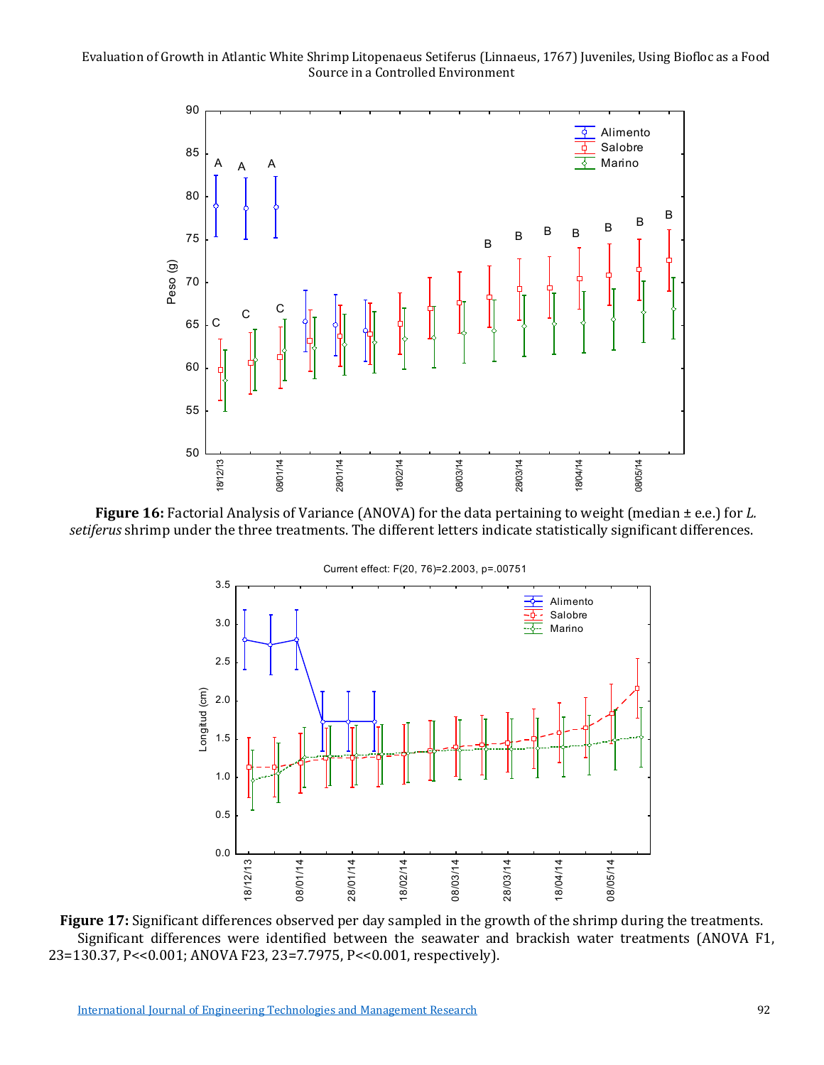90
85
80
75
70
65
60
55
50

Peso (g)

Alimento
Salobre
Marino

A A A

C C C

B B B B B B B B

18/12/13
08/01/14
28/01/14
18/02/14
08/03/14
28/03/14
18/04/14
08/05/14

**Figure 16:** Factorial Analysis of Variance (ANOVA) for the data pertaining to weight (median ± e.e.) for *L. setiferus* shrimp under the three treatments. The different letters indicate statistically significant differences.

Current effect: F(20, 76)=2.2003, p=.00751

3.5
3.0
2.5
2.0
1.5
1.0
0.5
0.0

Longitud (cm)

Alimento
Salobre
Marino

18/12/13
08/01/14
28/01/14
18/02/14
08/03/14
28/03/14
18/04/14
08/05/14

**Figure 17:** Significant differences observed per day sampled in the growth of the shrimp during the treatments.

Significant differences were identified between the seawater and brackish water treatments (ANOVA $F_{1, 23}=130.37$, $P<<0.001$; ANOVA $F_{23, 23}=7.7975$, $P<<0.001$, respectively).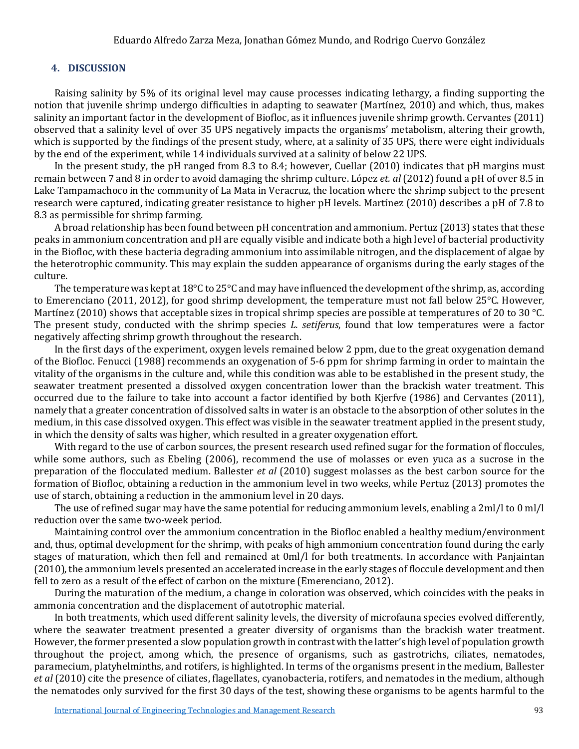## 4. DISCUSSION

Raising salinity by 5% of its original level may cause processes indicating lethargy, a finding supporting the notion that juvenile shrimp undergo difficulties in adapting to seawater (Martínez, 2010) and which, thus, makes salinity an important factor in the development of Biofloc, as it influences juvenile shrimp growth. Cervantes (2011) observed that a salinity level of over 35 UPS negatively impacts the organisms' metabolism, altering their growth, which is supported by the findings of the present study, where, at a salinity of 35 UPS, there were eight individuals by the end of the experiment, while 14 individuals survived at a salinity of below 22 UPS.

In the present study, the pH ranged from 8.3 to 8.4; however, Cuellar (2010) indicates that pH margins must remain between 7 and 8 in order to avoid damaging the shrimp culture. López *et. al* (2012) found a pH of over 8.5 in Lake Tampamachoco in the community of La Mata in Veracruz, the location where the shrimp subject to the present research were captured, indicating greater resistance to higher pH levels. Martínez (2010) describes a pH of 7.8 to 8.3 as permissible for shrimp farming.

A broad relationship has been found between pH concentration and ammonium. Pertuz (2013) states that these peaks in ammonium concentration and pH are equally visible and indicate both a high level of bacterial productivity in the Biofloc, with these bacteria degrading ammonium into assimilable nitrogen, and the displacement of algae by the heterotrophic community. This may explain the sudden appearance of organisms during the early stages of the culture.

The temperature was kept at 18°C to 25°C and may have influenced the development of the shrimp, as, according to Emerenciano (2011, 2012), for good shrimp development, the temperature must not fall below 25°C. However, Martínez (2010) shows that acceptable sizes in tropical shrimp species are possible at temperatures of 20 to 30 °C. The present study, conducted with the shrimp species *L. setiferus*, found that low temperatures were a factor negatively affecting shrimp growth throughout the research.

In the first days of the experiment, oxygen levels remained below 2 ppm, due to the great oxygenation demand of the Biofloc. Fenucci (1988) recommends an oxygenation of 5-6 ppm for shrimp farming in order to maintain the vitality of the organisms in the culture and, while this condition was able to be established in the present study, the seawater treatment presented a dissolved oxygen concentration lower than the brackish water treatment. This occurred due to the failure to take into account a factor identified by both Kjerfve (1986) and Cervantes (2011), namely that a greater concentration of dissolved salts in water is an obstacle to the absorption of other solutes in the medium, in this case dissolved oxygen. This effect was visible in the seawater treatment applied in the present study, in which the density of salts was higher, which resulted in a greater oxygenation effort.

With regard to the use of carbon sources, the present research used refined sugar for the formation of floccules, while some authors, such as Ebeling (2006), recommend the use of molasses or even yuca as a sucrose in the preparation of the flocculated medium. Ballester *et al* (2010) suggest molasses as the best carbon source for the formation of Biofloc, obtaining a reduction in the ammonium level in two weeks, while Pertuz (2013) promotes the use of starch, obtaining a reduction in the ammonium level in 20 days.

The use of refined sugar may have the same potential for reducing ammonium levels, enabling a 2ml/l to 0 ml/l reduction over the same two-week period.

Maintaining control over the ammonium concentration in the Biofloc enabled a healthy medium/environment and, thus, optimal development for the shrimp, with peaks of high ammonium concentration found during the early stages of maturation, which then fell and remained at 0ml/l for both treatments. In accordance with Panjaintan (2010), the ammonium levels presented an accelerated increase in the early stages of floccule development and then fell to zero as a result of the effect of carbon on the mixture (Emerenciano, 2012).

During the maturation of the medium, a change in coloration was observed, which coincides with the peaks in ammonia concentration and the displacement of autotrophic material.

In both treatments, which used different salinity levels, the diversity of microfauna species evolved differently, where the seawater treatment presented a greater diversity of organisms than the brackish water treatment. However, the former presented a slow population growth in contrast with the latter's high level of population growth throughout the project, among which, the presence of organisms, such as gastrotrichs, ciliates, nematodes, paramecium, platyhelminths, and rotifers, is highlighted. In terms of the organisms present in the medium, Ballester *et al* (2010) cite the presence of ciliates, flagellates, cyanobacteria, rotifers, and nematodes in the medium, although the nematodes only survived for the first 30 days of the test, showing these organisms to be agents harmful to the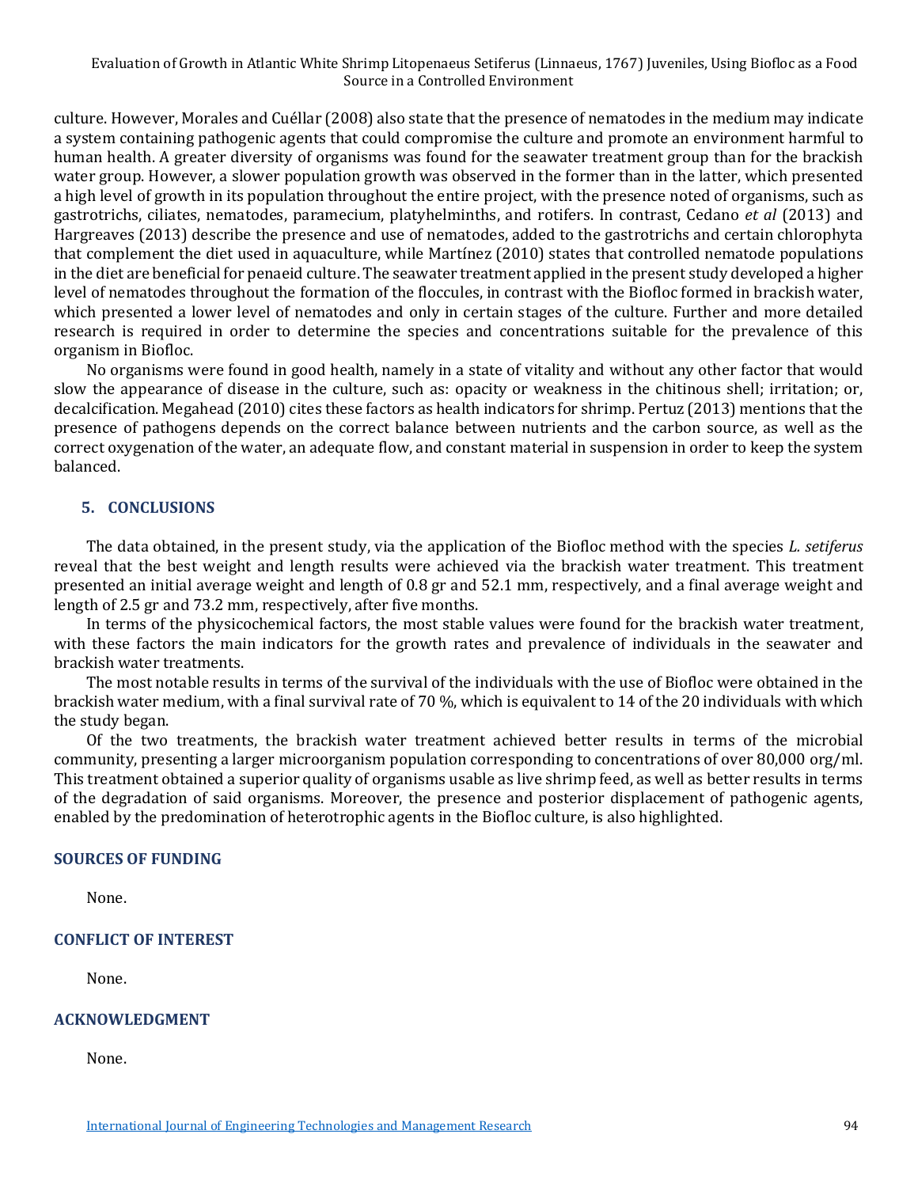culture. However, Morales and Cuéllar (2008) also state that the presence of nematodes in the medium may indicate a system containing pathogenic agents that could compromise the culture and promote an environment harmful to human health. A greater diversity of organisms was found for the seawater treatment group than for the brackish water group. However, a slower population growth was observed in the former than in the latter, which presented a high level of growth in its population throughout the entire project, with the presence noted of organisms, such as gastrotrichs, ciliates, nematodes, paramecium, platyhelminths, and rotifers. In contrast, Cedano *et al* (2013) and Hargreaves (2013) describe the presence and use of nematodes, added to the gastrotrichs and certain chlorophyta that complement the diet used in aquaculture, while Martínez (2010) states that controlled nematode populations in the diet are beneficial for penaeid culture. The seawater treatment applied in the present study developed a higher level of nematodes throughout the formation of the floccules, in contrast with the Biofloc formed in brackish water, which presented a lower level of nematodes and only in certain stages of the culture. Further and more detailed research is required in order to determine the species and concentrations suitable for the prevalence of this organism in Biofloc.

No organisms were found in good health, namely in a state of vitality and without any other factor that would slow the appearance of disease in the culture, such as: opacity or weakness in the chitinous shell; irritation; or, decalcification. Megahead (2010) cites these factors as health indicators for shrimp. Pertuz (2013) mentions that the presence of pathogens depends on the correct balance between nutrients and the carbon source, as well as the correct oxygenation of the water, an adequate flow, and constant material in suspension in order to keep the system balanced.

## 5. CONCLUSIONS

The data obtained, in the present study, via the application of the Biofloc method with the species *L. setiferus* reveal that the best weight and length results were achieved via the brackish water treatment. This treatment presented an initial average weight and length of 0.8 gr and 52.1 mm, respectively, and a final average weight and length of 2.5 gr and 73.2 mm, respectively, after five months.

In terms of the physicochemical factors, the most stable values were found for the brackish water treatment, with these factors the main indicators for the growth rates and prevalence of individuals in the seawater and brackish water treatments.

The most notable results in terms of the survival of the individuals with the use of Biofloc were obtained in the brackish water medium, with a final survival rate of 70 %, which is equivalent to 14 of the 20 individuals with which the study began.

Of the two treatments, the brackish water treatment achieved better results in terms of the microbial community, presenting a larger microorganism population corresponding to concentrations of over 80,000 org/ml. This treatment obtained a superior quality of organisms usable as live shrimp feed, as well as better results in terms of the degradation of said organisms. Moreover, the presence and posterior displacement of pathogenic agents, enabled by the predomination of heterotrophic agents in the Biofloc culture, is also highlighted.

## SOURCES OF FUNDING

None.

## CONFLICT OF INTEREST

None.

## ACKNOWLEDGMENT

None.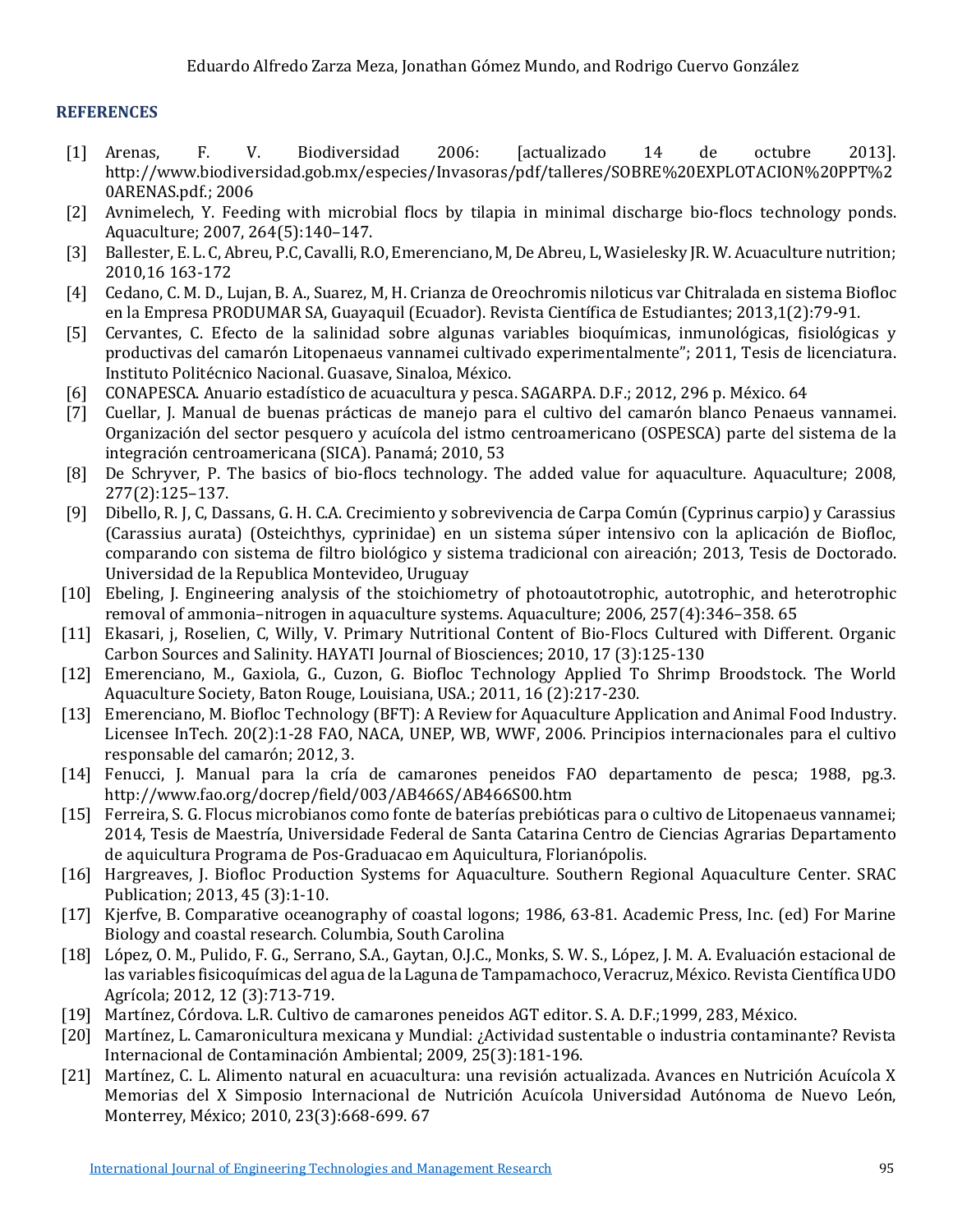## REFERENCES

[1] Arenas, F. V. Biodiversidad 2006: [actualizado 14 de octubre 2013]. http://www.biodiversidad.gob.mx/especies/Invasoras/pdf/talleres/SOBRE%20EXPLOTACION%20PPT%20ARENAS.pdf.; 2006

[2] Avnimelech, Y. Feeding with microbial flocs by tilapia in minimal discharge bio-flocs technology ponds. Aquaculture; 2007, 264(5):140–147.

[3] Ballester, E. L. C, Abreu, P.C, Cavalli, R.O, Emerenciano, M, De Abreu, L, Wasielesky JR. W. Acuaculture nutrition; 2010,16 163-172

[4] Cedano, C. M. D., Lujan, B. A., Suarez, M, H. Crianza de Oreochromis niloticus var Chitralada en sistema Biofloc en la Empresa PRODUMAR SA, Guayaquil (Ecuador). Revista Científica de Estudiantes; 2013,1(2):79-91.

[5] Cervantes, C. Efecto de la salinidad sobre algunas variables bioquímicas, inmunológicas, fisiológicas y productivas del camarón Litopenaeus vannamei cultivado experimentalmente"; 2011, Tesis de licenciatura. Instituto Politécnico Nacional. Guasave, Sinaloa, México.

[6] CONAPESCA. Anuario estadístico de acuacultura y pesca. SAGARPA. D.F.; 2012, 296 p. México. 64

[7] Cuellar, J. Manual de buenas prácticas de manejo para el cultivo del camarón blanco Penaeus vannamei. Organización del sector pesquero y acuícola del istmo centroamericano (OSPESCA) parte del sistema de la integración centroamericana (SICA). Panamá; 2010, 53

[8] De Schryver, P. The basics of bio-flocs technology. The added value for aquaculture. Aquaculture; 2008, 277(2):125–137.

[9] Dibello, R. J, C, Dassans, G. H. C.A. Crecimiento y sobrevivencia de Carpa Común (Cyprinus carpio) y Carassius (Carassius aurata) (Osteichthys, cyprinidae) en un sistema súper intensivo con la aplicación de Biofloc, comparando con sistema de filtro biológico y sistema tradicional con aireación; 2013, Tesis de Doctorado. Universidad de la Republica Montevideo, Uruguay

[10] Ebeling, J. Engineering analysis of the stoichiometry of photoautotrophic, autotrophic, and heterotrophic removal of ammonia–nitrogen in aquaculture systems. Aquaculture; 2006, 257(4):346–358. 65

[11] Ekasari, j, Roselien, C, Willy, V. Primary Nutritional Content of Bio-Flocs Cultured with Different. Organic Carbon Sources and Salinity. HAYATI Journal of Biosciences; 2010, 17 (3):125-130

[12] Emerenciano, M., Gaxiola, G., Cuzon, G. Biofloc Technology Applied To Shrimp Broodstock. The World Aquaculture Society, Baton Rouge, Louisiana, USA.; 2011, 16 (2):217-230.

[13] Emerenciano, M. Biofloc Technology (BFT): A Review for Aquaculture Application and Animal Food Industry. Licensee InTech. 20(2):1-28 FAO, NACA, UNEP, WB, WWF, 2006. Principios internacionales para el cultivo responsable del camarón; 2012, 3.

[14] Fenucci, J. Manual para la cría de camarones peneidos FAO departamento de pesca; 1988, pg.3. http://www.fao.org/docrep/field/003/AB466S/AB466S00.htm

[15] Ferreira, S. G. Flocus microbianos como fonte de baterías prebióticas para o cultivo de Litopenaeus vannamei; 2014, Tesis de Maestría, Universidade Federal de Santa Catarina Centro de Ciencias Agrarias Departamento de aquicultura Programa de Pos-Graduacao em Aquicultura, Florianópolis.

[16] Hargreaves, J. Biofloc Production Systems for Aquaculture. Southern Regional Aquaculture Center. SRAC Publication; 2013, 45 (3):1-10.

[17] Kjerfve, B. Comparative oceanography of coastal logons; 1986, 63-81. Academic Press, Inc. (ed) For Marine Biology and coastal research. Columbia, South Carolina

[18] López, O. M., Pulido, F. G., Serrano, S.A., Gaytan, O.J.C., Monks, S. W. S., López, J. M. A. Evaluación estacional de las variables fisicoquímicas del agua de la Laguna de Tampamachoco, Veracruz, México. Revista Científica UDO Agrícola; 2012, 12 (3):713-719.

[19] Martínez, Córdova. L.R. Cultivo de camarones peneidos AGT editor. S. A. D.F.;1999, 283, México.

[20] Martínez, L. Camaronicultura mexicana y Mundial: ¿Actividad sustentable o industria contaminante? Revista Internacional de Contaminación Ambiental; 2009, 25(3):181-196.

[21] Martínez, C. L. Alimento natural en acuacultura: una revisión actualizada. Avances en Nutrición Acuícola X Memorias del X Simposio Internacional de Nutrición Acuícola Universidad Autónoma de Nuevo León, Monterrey, México; 2010, 23(3):668-699. 67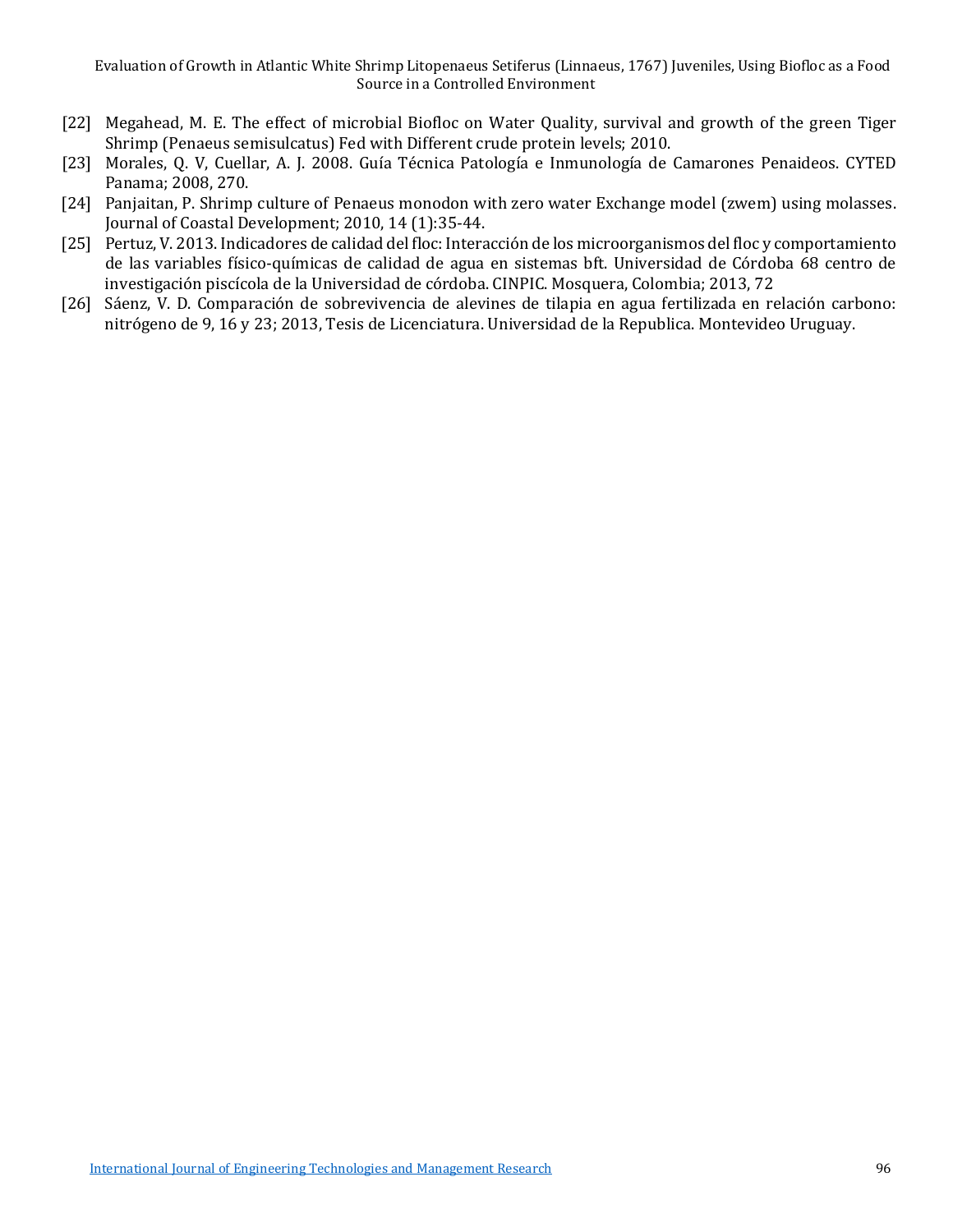[22] Megahead, M. E. The effect of microbial Biofloc on Water Quality, survival and growth of the green Tiger Shrimp (Penaeus semisulcatus) Fed with Different crude protein levels; 2010.

[23] Morales, Q. V, Cuellar, A. J. 2008. Guía Técnica Patología e Inmunología de Camarones Penaideos. CYTED Panama; 2008, 270.

[24] Panjaitan, P. Shrimp culture of Penaeus monodon with zero water Exchange model (zwem) using molasses. Journal of Coastal Development; 2010, 14 (1):35-44.

[25] Pertuz, V. 2013. Indicadores de calidad del floc: Interacción de los microorganismos del floc y comportamiento de las variables físico-químicas de calidad de agua en sistemas bft. Universidad de Córdoba 68 centro de investigación piscícola de la Universidad de córdoba. CINPIC. Mosquera, Colombia; 2013, 72

[26] Sáenz, V. D. Comparación de sobrevivencia de alevines de tilapia en agua fertilizada en relación carbono: nitrógeno de 9, 16 y 23; 2013, Tesis de Licenciatura. Universidad de la Republica. Montevideo Uruguay.